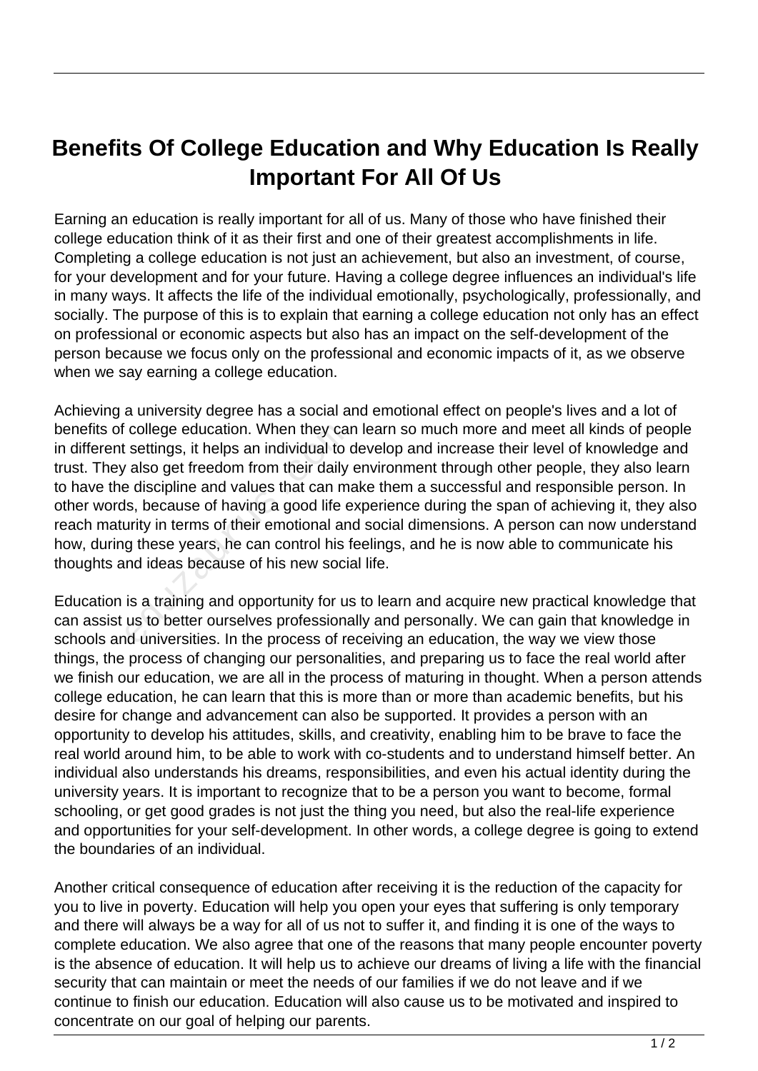# Benefits Of College Education and Why Education Is Really Important For All Of Us

Earning an education is really important for all of us. Many of those who have finished their college education think of it as their first and one of their greatest accomplishments in life. Completing a college education is not just an achievement, but also an investment, of course, for your development and for your future. Having a college degree influences an individual's life in many ways. It affects the life of the individual emotionally, psychologically, professionally, and socially. The purpose of this is to explain that earning a college education not only has an effect on professional or economic aspects but also has an impact on the self-development of the person because we focus only on the professional and economic impacts of it, as we observe when we say earning a college education.

Achieving a university degree has a social and emotional effect on people's lives and a lot of benefits of college education. When they can learn so much more and meet all kinds of people in different settings, it helps an individual to develop and increase their level of knowledge and trust. They also get freedom from their daily environment through other people, they also learn to have the discipline and values that can make them a successful and responsible person. In other words, because of having a good life experience during the span of achieving it, they also reach maturity in terms of their emotional and social dimensions. A person can now understand how, during these years, he can control his feelings, and he is now able to communicate his thoughts and ideas because of his new social life.

Education is a training and opportunity for us to learn and acquire new practical knowledge that can assist us to better ourselves professionally and personally. We can gain that knowledge in schools and universities. In the process of receiving an education, the way we view those things, the process of changing our personalities, and preparing us to face the real world after we finish our education, we are all in the process of maturing in thought. When a person attends college education, he can learn that this is more than or more than academic benefits, but his desire for change and advancement can also be supported. It provides a person with an opportunity to develop his attitudes, skills, and creativity, enabling him to be brave to face the real world around him, to be able to work with co-students and to understand himself better. An individual also understands his dreams, responsibilities, and even his actual identity during the university years. It is important to recognize that to be a person you want to become, formal schooling, or get good grades is not just the thing you need, but also the real-life experience and opportunities for your self-development. In other words, a college degree is going to extend the boundaries of an individual.

Another critical consequence of education after receiving it is the reduction of the capacity for you to live in poverty. Education will help you open your eyes that suffering is only temporary and there will always be a way for all of us not to suffer it, and finding it is one of the ways to complete education. We also agree that one of the reasons that many people encounter poverty is the absence of education. It will help us to achieve our dreams of living a life with the financial security that can maintain or meet the needs of our families if we do not leave and if we continue to finish our education. Education will also cause us to be motivated and inspired to concentrate on our goal of helping our parents.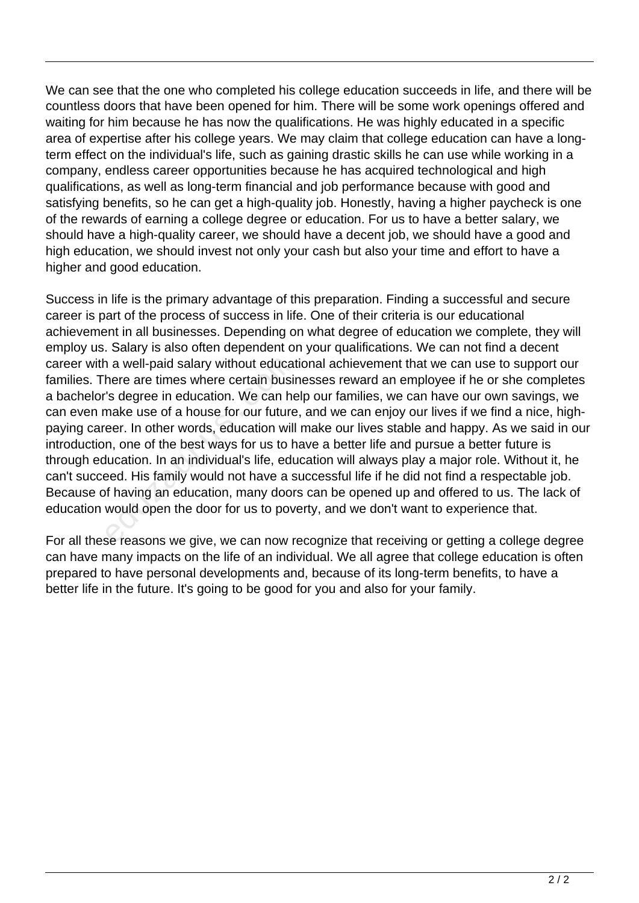We can see that the one who completed his college education succeeds in life, and there will be countless doors that have been opened for him. There will be some work openings offered and waiting for him because he has now the qualifications. He was highly educated in a specific area of expertise after his college years. We may claim that college education can have a long-term effect on the individual's life, such as gaining drastic skills he can use while working in a company, endless career opportunities because he has acquired technological and high qualifications, as well as long-term financial and job performance because with good and satisfying benefits, so he can get a high-quality job. Honestly, having a higher paycheck is one of the rewards of earning a college degree or education. For us to have a better salary, we should have a high-quality career, we should have a decent job, we should have a good and high education, we should invest not only your cash but also your time and effort to have a higher and good education.

Success in life is the primary advantage of this preparation. Finding a successful and secure career is part of the process of success in life. One of their criteria is our educational achievement in all businesses. Depending on what degree of education we complete, they will employ us. Salary is also often dependent on your qualifications. We can not find a decent career with a well-paid salary without educational achievement that we can use to support our families. There are times where certain businesses reward an employee if he or she completes a bachelor's degree in education. We can help our families, we can have our own savings, we can even make use of a house for our future, and we can enjoy our lives if we find a nice, high-paying career. In other words, education will make our lives stable and happy. As we said in our introduction, one of the best ways for us to have a better life and pursue a better future is through education. In an individual's life, education will always play a major role. Without it, he can't succeed. His family would not have a successful life if he did not find a respectable job. Because of having an education, many doors can be opened up and offered to us. The lack of education would open the door for us to poverty, and we don't want to experience that.

For all these reasons we give, we can now recognize that receiving or getting a college degree can have many impacts on the life of an individual. We all agree that college education is often prepared to have personal developments and, because of its long-term benefits, to have a better life in the future. It's going to be good for you and also for your family.